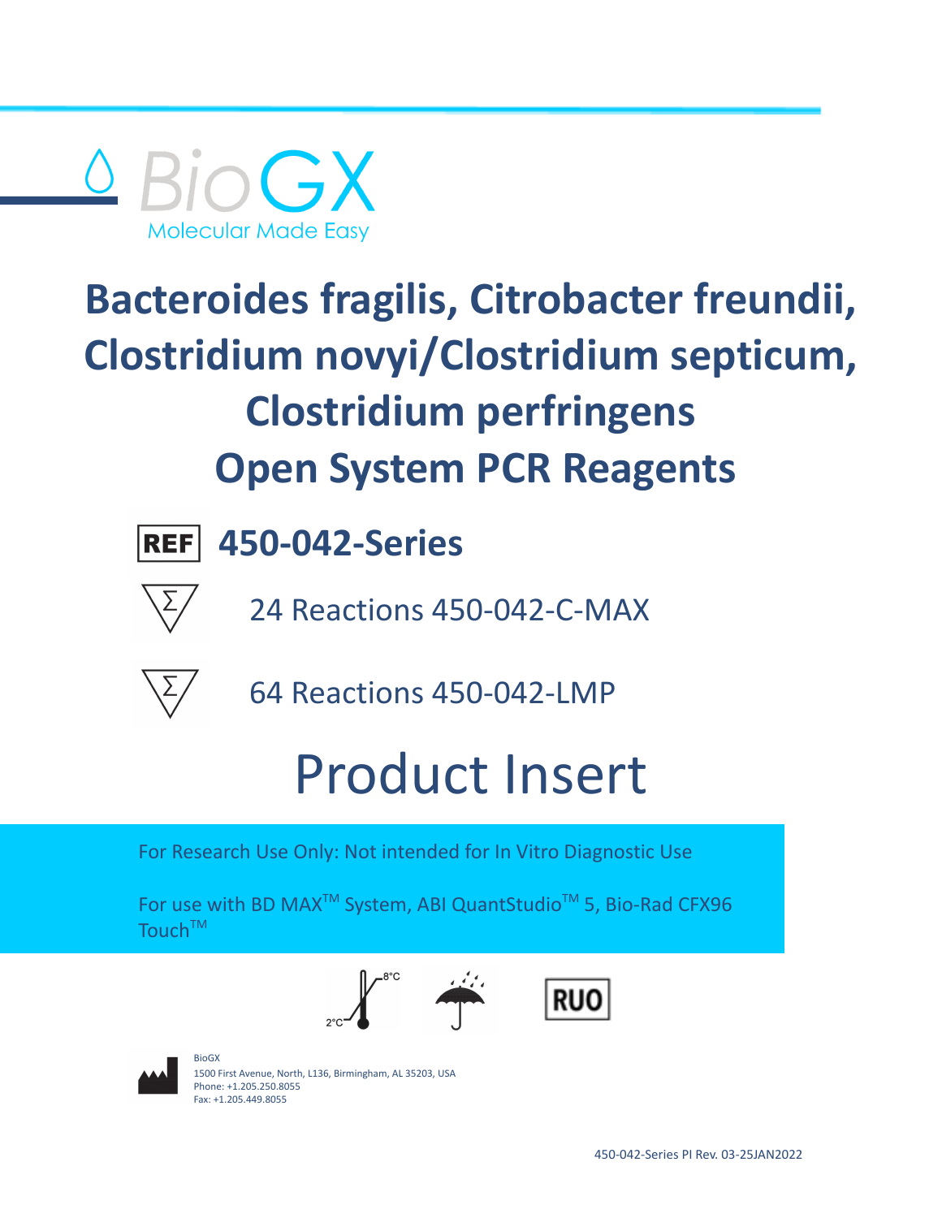BioGX

Molecular Made Easy

# Bacteroides fragilis, Citrobacter freundii, Clostridium novyi/Clostridium septicum, Clostridium perfringens Open System PCR Reagents

**REF 450-042-Series**

24 Reactions 450-042-C-MAX

64 Reactions 450-042-LMP

# Product Insert

For Research Use Only: Not intended for In Vitro Diagnostic Use

For use with BD MAX™ System, ABI QuantStudio™ 5, Bio-Rad CFX96 Touch™

2°C–8°C

RUO

BioGX
1500 First Avenue, North, L136, Birmingham, AL 35203, USA
Phone: +1.205.250.8055
Fax: +1.205.449.8055

450-042-Series PI Rev. 03-25JAN2022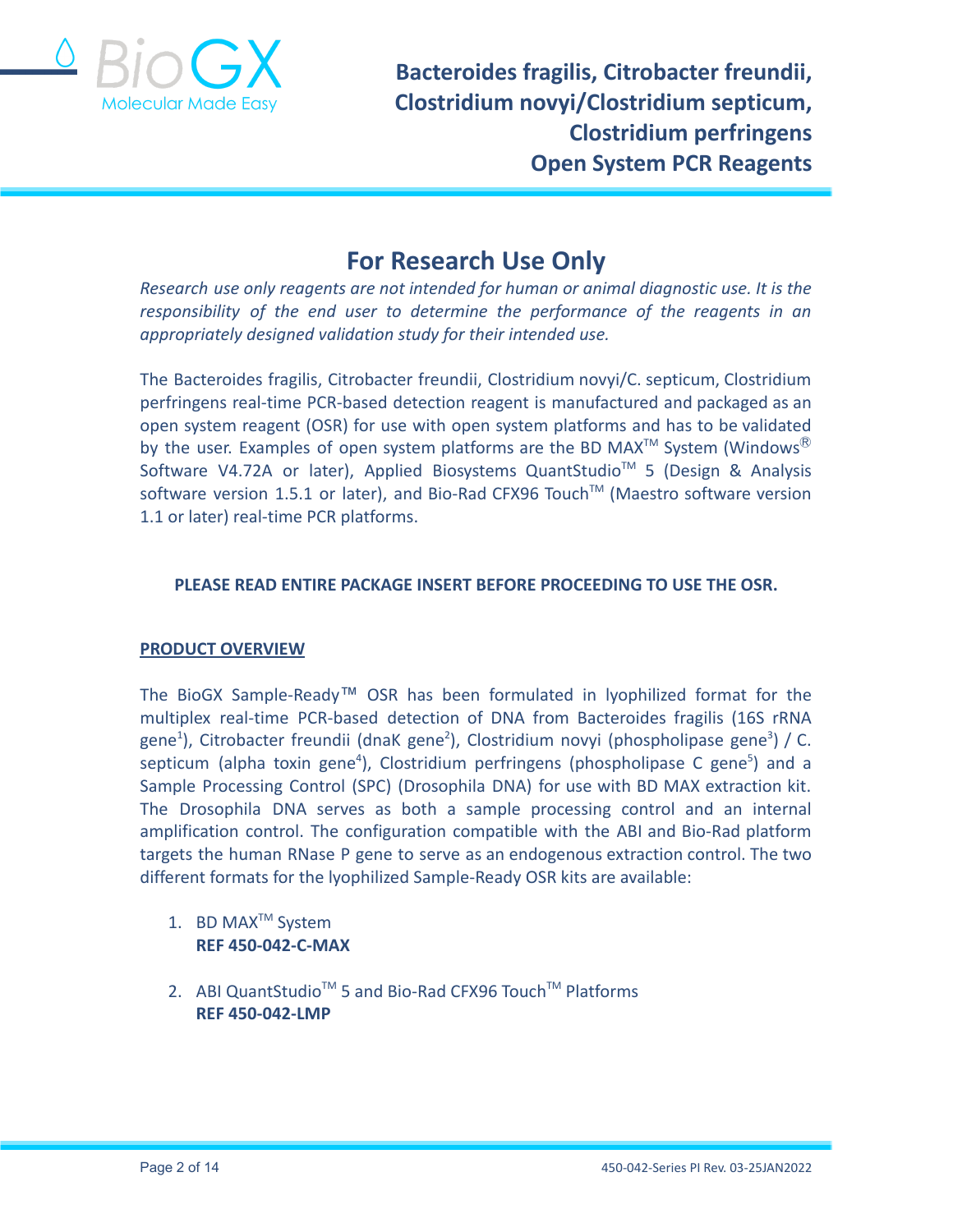# For Research Use Only

*Research use only reagents are not intended for human or animal diagnostic use. It is the responsibility of the end user to determine the performance of the reagents in an appropriately designed validation study for their intended use.*

The Bacteroides fragilis, Citrobacter freundii, Clostridium novyi/C. septicum, Clostridium perfringens real-time PCR-based detection reagent is manufactured and packaged as an open system reagent (OSR) for use with open system platforms and has to be validated by the user. Examples of open system platforms are the BD MAX™ System (Windows® Software V4.72A or later), Applied Biosystems QuantStudio™ 5 (Design & Analysis software version 1.5.1 or later), and Bio-Rad CFX96 Touch™ (Maestro software version 1.1 or later) real-time PCR platforms.

**PLEASE READ ENTIRE PACKAGE INSERT BEFORE PROCEEDING TO USE THE OSR.**

## PRODUCT OVERVIEW

The BioGX Sample-Ready™ OSR has been formulated in lyophilized format for the multiplex real-time PCR-based detection of DNA from Bacteroides fragilis (16S rRNA gene[1]), Citrobacter freundii (dnaK gene[2]), Clostridium novyi (phospholipase gene[3]) / C. septicum (alpha toxin gene[4]), Clostridium perfringens (phospholipase C gene[5]) and a Sample Processing Control (SPC) (Drosophila DNA) for use with BD MAX extraction kit. The Drosophila DNA serves as both a sample processing control and an internal amplification control. The configuration compatible with the ABI and Bio-Rad platform targets the human RNase P gene to serve as an endogenous extraction control. The two different formats for the lyophilized Sample-Ready OSR kits are available:

1. BD MAX™ System
   **REF 450-042-C-MAX**

2. ABI QuantStudio™ 5 and Bio-Rad CFX96 Touch™ Platforms
   **REF 450-042-LMP**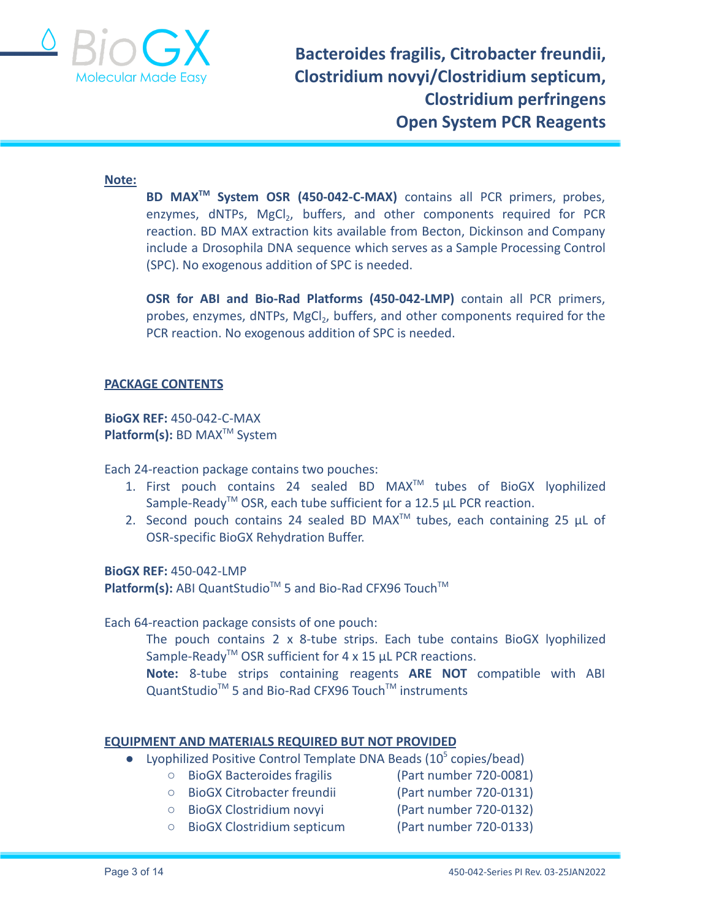**Note:**

**BD MAX™ System OSR (450-042-C-MAX)** contains all PCR primers, probes, enzymes, dNTPs, $MgCl_2$, buffers, and other components required for PCR reaction. BD MAX extraction kits available from Becton, Dickinson and Company include a Drosophila DNA sequence which serves as a Sample Processing Control (SPC). No exogenous addition of SPC is needed.

**OSR for ABI and Bio-Rad Platforms (450-042-LMP)** contain all PCR primers, probes, enzymes, dNTPs, $MgCl_2$, buffers, and other components required for the PCR reaction. No exogenous addition of SPC is needed.

## PACKAGE CONTENTS

**BioGX REF:** 450-042-C-MAX
**Platform(s):** BD MAX™ System

Each 24-reaction package contains two pouches:

1. First pouch contains 24 sealed BD MAX™ tubes of BioGX lyophilized Sample-Ready™ OSR, each tube sufficient for a 12.5 µL PCR reaction.
2. Second pouch contains 24 sealed BD MAX™ tubes, each containing 25 µL of OSR-specific BioGX Rehydration Buffer.

**BioGX REF:** 450-042-LMP
**Platform(s):** ABI QuantStudio™ 5 and Bio-Rad CFX96 Touch™

Each 64-reaction package consists of one pouch:

The pouch contains 2 x 8-tube strips. Each tube contains BioGX lyophilized Sample-Ready™ OSR sufficient for 4 x 15 µL PCR reactions.

**Note:** 8-tube strips containing reagents **ARE NOT** compatible with ABI QuantStudio™ 5 and Bio-Rad CFX96 Touch™ instruments

## EQUIPMENT AND MATERIALS REQUIRED BUT NOT PROVIDED

- Lyophilized Positive Control Template DNA Beads ($10^5$ copies/bead)
  - BioGX Bacteroides fragilis (Part number 720-0081)
  - BioGX Citrobacter freundii (Part number 720-0131)
  - BioGX Clostridium novyi (Part number 720-0132)
  - BioGX Clostridium septicum (Part number 720-0133)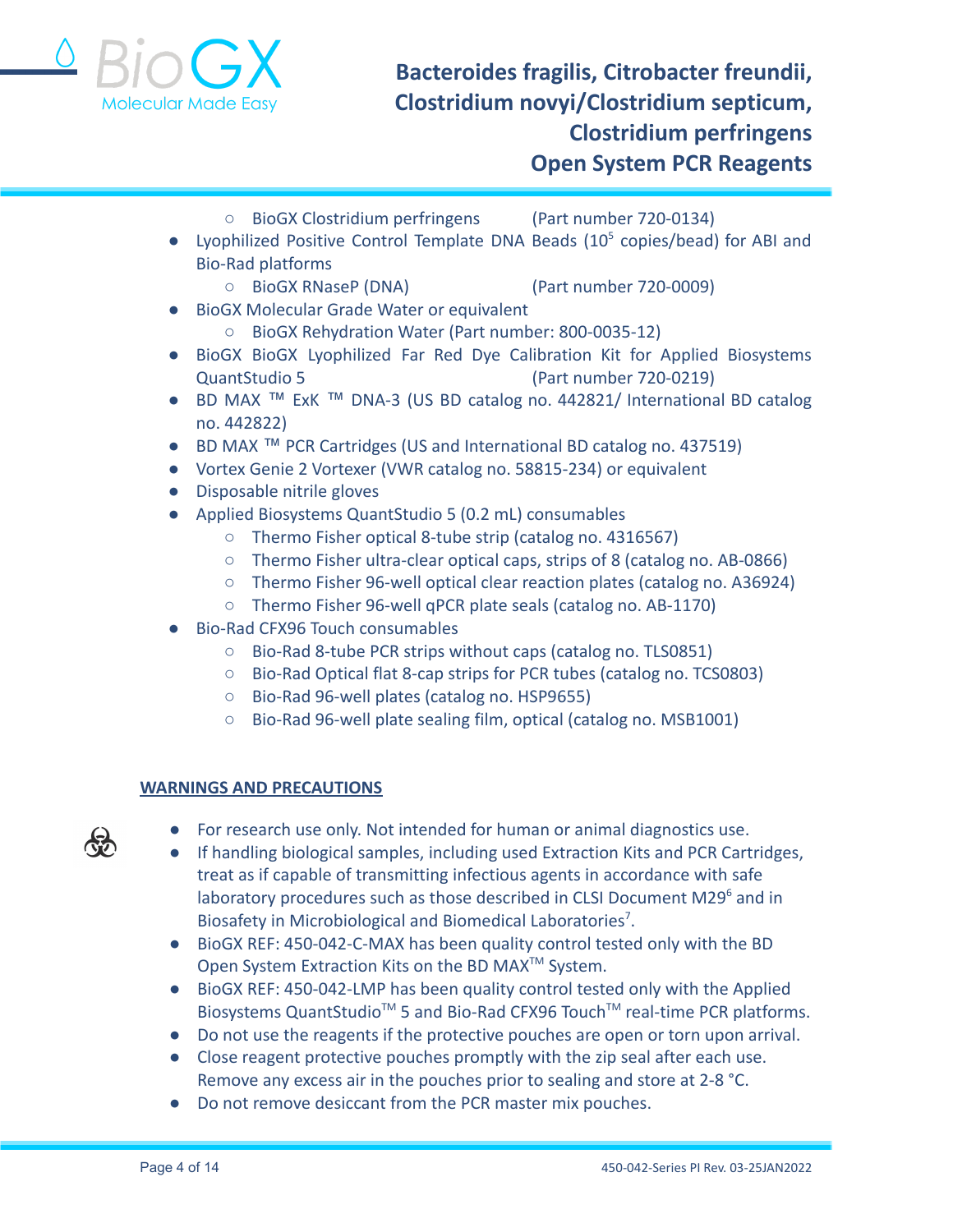- BioGX Clostridium perfringens (Part number 720-0134)
- Lyophilized Positive Control Template DNA Beads ($10^5$ copies/bead) for ABI and Bio-Rad platforms
  - BioGX RNaseP (DNA) (Part number 720-0009)
- BioGX Molecular Grade Water or equivalent
  - BioGX Rehydration Water (Part number: 800-0035-12)
- BioGX BioGX Lyophilized Far Red Dye Calibration Kit for Applied Biosystems QuantStudio 5 (Part number 720-0219)
- BD MAX ™ ExK ™ DNA-3 (US BD catalog no. 442821/ International BD catalog no. 442822)
- BD MAX ™ PCR Cartridges (US and International BD catalog no. 437519)
- Vortex Genie 2 Vortexer (VWR catalog no. 58815-234) or equivalent
- Disposable nitrile gloves
- Applied Biosystems QuantStudio 5 (0.2 mL) consumables
  - Thermo Fisher optical 8-tube strip (catalog no. 4316567)
  - Thermo Fisher ultra-clear optical caps, strips of 8 (catalog no. AB-0866)
  - Thermo Fisher 96-well optical clear reaction plates (catalog no. A36924)
  - Thermo Fisher 96-well qPCR plate seals (catalog no. AB-1170)
- Bio-Rad CFX96 Touch consumables
  - Bio-Rad 8-tube PCR strips without caps (catalog no. TLS0851)
  - Bio-Rad Optical flat 8-cap strips for PCR tubes (catalog no. TCS0803)
  - Bio-Rad 96-well plates (catalog no. HSP9655)
  - Bio-Rad 96-well plate sealing film, optical (catalog no. MSB1001)

## WARNINGS AND PRECAUTIONS

- For research use only. Not intended for human or animal diagnostics use.
- If handling biological samples, including used Extraction Kits and PCR Cartridges, treat as if capable of transmitting infectious agents in accordance with safe laboratory procedures such as those described in CLSI Document M29[6] and in Biosafety in Microbiological and Biomedical Laboratories[7].
- BioGX REF: 450-042-C-MAX has been quality control tested only with the BD Open System Extraction Kits on the BD MAX™ System.
- BioGX REF: 450-042-LMP has been quality control tested only with the Applied Biosystems QuantStudio™ 5 and Bio-Rad CFX96 Touch™ real-time PCR platforms.
- Do not use the reagents if the protective pouches are open or torn upon arrival.
- Close reagent protective pouches promptly with the zip seal after each use. Remove any excess air in the pouches prior to sealing and store at 2-8 °C.
- Do not remove desiccant from the PCR master mix pouches.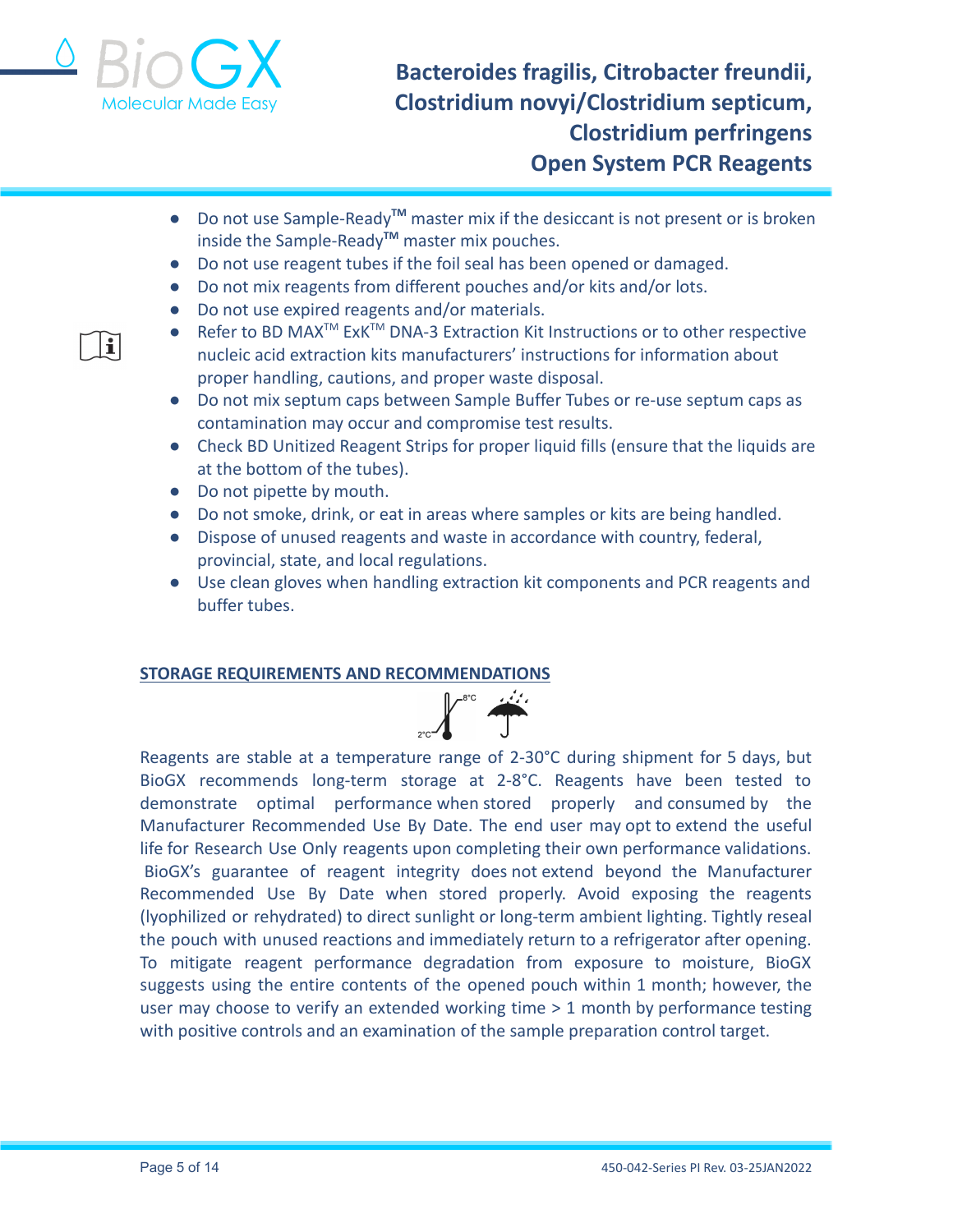- Do not use Sample-Ready™ master mix if the desiccant is not present or is broken inside the Sample-Ready™ master mix pouches.
- Do not use reagent tubes if the foil seal has been opened or damaged.
- Do not mix reagents from different pouches and/or kits and/or lots.
- Do not use expired reagents and/or materials.
- Refer to BD MAX™ ExK™ DNA-3 Extraction Kit Instructions or to other respective nucleic acid extraction kits manufacturers' instructions for information about proper handling, cautions, and proper waste disposal.
- Do not mix septum caps between Sample Buffer Tubes or re-use septum caps as contamination may occur and compromise test results.
- Check BD Unitized Reagent Strips for proper liquid fills (ensure that the liquids are at the bottom of the tubes).
- Do not pipette by mouth.
- Do not smoke, drink, or eat in areas where samples or kits are being handled.
- Dispose of unused reagents and waste in accordance with country, federal, provincial, state, and local regulations.
- Use clean gloves when handling extraction kit components and PCR reagents and buffer tubes.

## STORAGE REQUIREMENTS AND RECOMMENDATIONS

Reagents are stable at a temperature range of 2-30°C during shipment for 5 days, but BioGX recommends long-term storage at 2-8°C. Reagents have been tested to demonstrate optimal performance when stored properly and consumed by the Manufacturer Recommended Use By Date. The end user may opt to extend the useful life for Research Use Only reagents upon completing their own performance validations. BioGX's guarantee of reagent integrity does not extend beyond the Manufacturer Recommended Use By Date when stored properly. Avoid exposing the reagents (lyophilized or rehydrated) to direct sunlight or long-term ambient lighting. Tightly reseal the pouch with unused reactions and immediately return to a refrigerator after opening. To mitigate reagent performance degradation from exposure to moisture, BioGX suggests using the entire contents of the opened pouch within 1 month; however, the user may choose to verify an extended working time > 1 month by performance testing with positive controls and an examination of the sample preparation control target.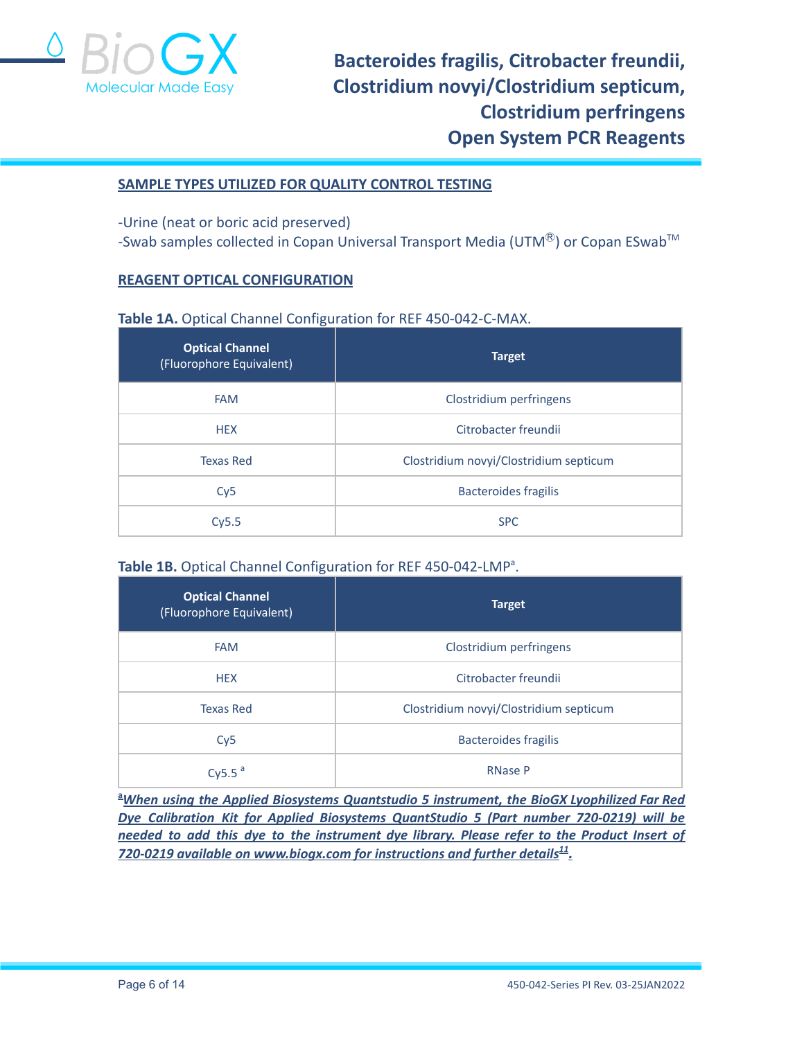## SAMPLE TYPES UTILIZED FOR QUALITY CONTROL TESTING

-Urine (neat or boric acid preserved)
-Swab samples collected in Copan Universal Transport Media (UTM®) or Copan ESwab™

## REAGENT OPTICAL CONFIGURATION

**Table 1A.** Optical Channel Configuration for REF 450-042-C-MAX.

| **Optical Channel** (Fluorophore Equivalent) | **Target** |
|---|---|
| FAM | Clostridium perfringens |
| HEX | Citrobacter freundii |
| Texas Red | Clostridium novyi/Clostridium septicum |
| Cy5 | Bacteroides fragilis |
| Cy5.5 | SPC |

**Table 1B.** Optical Channel Configuration for REF 450-042-LMP[a].

| **Optical Channel** (Fluorophore Equivalent) | **Target** |
|---|---|
| FAM | Clostridium perfringens |
| HEX | Citrobacter freundii |
| Texas Red | Clostridium novyi/Clostridium septicum |
| Cy5 | Bacteroides fragilis |
| Cy5.5 [a] | RNase P |

[a]*When using the Applied Biosystems Quantstudio 5 instrument, the BioGX Lyophilized Far Red Dye Calibration Kit for Applied Biosystems QuantStudio 5 (Part number 720-0219) will be needed to add this dye to the instrument dye library. Please refer to the Product Insert of 720-0219 available on www.biogx.com for instructions and further details[11].*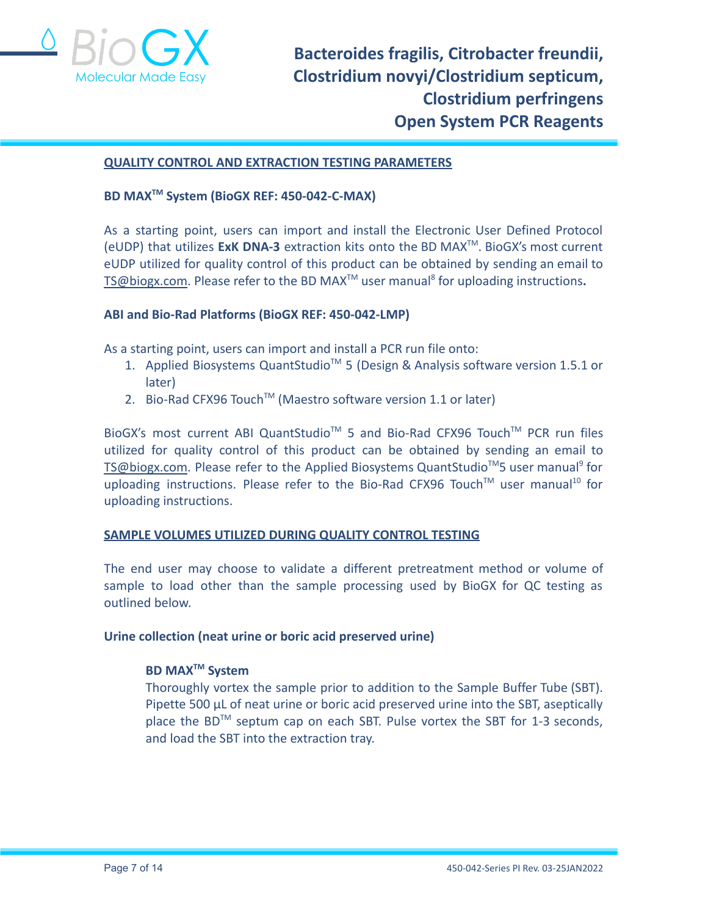## QUALITY CONTROL AND EXTRACTION TESTING PARAMETERS

### BD MAX™ System (BioGX REF: 450-042-C-MAX)

As a starting point, users can import and install the Electronic User Defined Protocol (eUDP) that utilizes **ExK DNA-3** extraction kits onto the BD MAX™. BioGX's most current eUDP utilized for quality control of this product can be obtained by sending an email to TS@biogx.com. Please refer to the BD MAX™ user manual[8] for uploading instructions.

### ABI and Bio-Rad Platforms (BioGX REF: 450-042-LMP)

As a starting point, users can import and install a PCR run file onto:

1. Applied Biosystems QuantStudio™ 5 (Design & Analysis software version 1.5.1 or later)
2. Bio-Rad CFX96 Touch™ (Maestro software version 1.1 or later)

BioGX's most current ABI QuantStudio™ 5 and Bio-Rad CFX96 Touch™ PCR run files utilized for quality control of this product can be obtained by sending an email to TS@biogx.com. Please refer to the Applied Biosystems QuantStudio™5 user manual[9] for uploading instructions. Please refer to the Bio-Rad CFX96 Touch™ user manual[10] for uploading instructions.

## SAMPLE VOLUMES UTILIZED DURING QUALITY CONTROL TESTING

The end user may choose to validate a different pretreatment method or volume of sample to load other than the sample processing used by BioGX for QC testing as outlined below.

### Urine collection (neat urine or boric acid preserved urine)

**BD MAX™ System**

Thoroughly vortex the sample prior to addition to the Sample Buffer Tube (SBT). Pipette 500 µL of neat urine or boric acid preserved urine into the SBT, aseptically place the BD™ septum cap on each SBT. Pulse vortex the SBT for 1-3 seconds, and load the SBT into the extraction tray.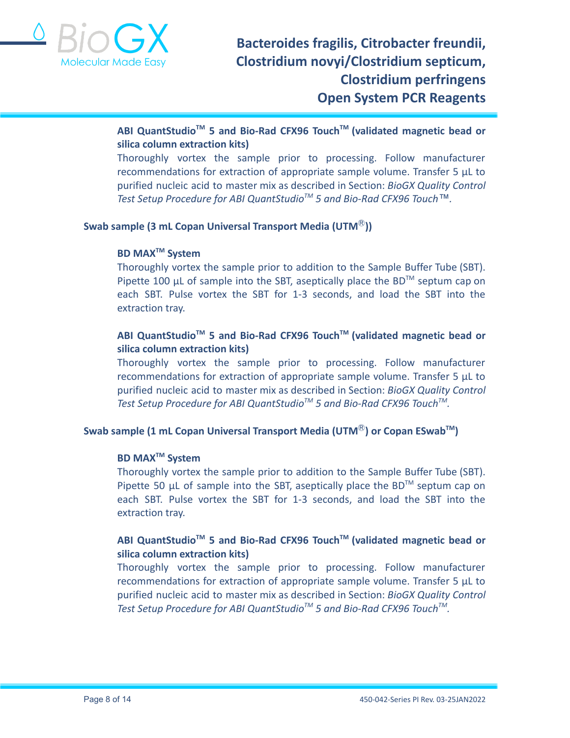**ABI QuantStudio™ 5 and Bio-Rad CFX96 Touch™ (validated magnetic bead or silica column extraction kits)**

Thoroughly vortex the sample prior to processing. Follow manufacturer recommendations for extraction of appropriate sample volume. Transfer 5 µL to purified nucleic acid to master mix as described in Section: *BioGX Quality Control Test Setup Procedure for ABI QuantStudio™ 5 and Bio-Rad CFX96 Touch™.*

### Swab sample (3 mL Copan Universal Transport Media (UTM®))

**BD MAX™ System**

Thoroughly vortex the sample prior to addition to the Sample Buffer Tube (SBT). Pipette 100 µL of sample into the SBT, aseptically place the BD™ septum cap on each SBT. Pulse vortex the SBT for 1-3 seconds, and load the SBT into the extraction tray.

**ABI QuantStudio™ 5 and Bio-Rad CFX96 Touch™ (validated magnetic bead or silica column extraction kits)**

Thoroughly vortex the sample prior to processing. Follow manufacturer recommendations for extraction of appropriate sample volume. Transfer 5 µL to purified nucleic acid to master mix as described in Section: *BioGX Quality Control Test Setup Procedure for ABI QuantStudio™ 5 and Bio-Rad CFX96 Touch™.*

### Swab sample (1 mL Copan Universal Transport Media (UTM®) or Copan ESwab™)

**BD MAX™ System**

Thoroughly vortex the sample prior to addition to the Sample Buffer Tube (SBT). Pipette 50 µL of sample into the SBT, aseptically place the BD™ septum cap on each SBT. Pulse vortex the SBT for 1-3 seconds, and load the SBT into the extraction tray.

**ABI QuantStudio™ 5 and Bio-Rad CFX96 Touch™ (validated magnetic bead or silica column extraction kits)**

Thoroughly vortex the sample prior to processing. Follow manufacturer recommendations for extraction of appropriate sample volume. Transfer 5 µL to purified nucleic acid to master mix as described in Section: *BioGX Quality Control Test Setup Procedure for ABI QuantStudio™ 5 and Bio-Rad CFX96 Touch™.*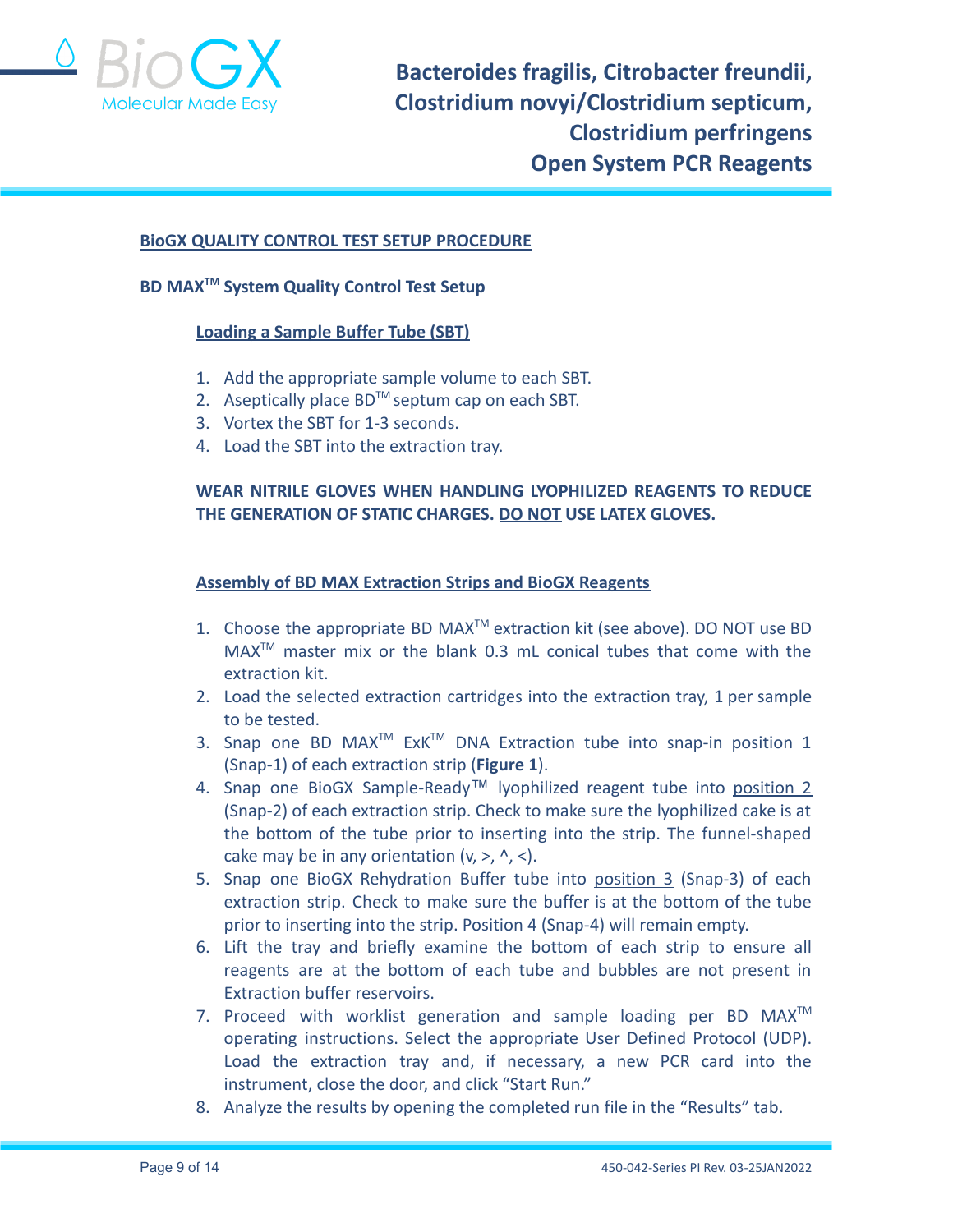## BioGX QUALITY CONTROL TEST SETUP PROCEDURE

### BD MAX™ System Quality Control Test Setup

#### Loading a Sample Buffer Tube (SBT)

1. Add the appropriate sample volume to each SBT.
2. Aseptically place BD™ septum cap on each SBT.
3. Vortex the SBT for 1-3 seconds.
4. Load the SBT into the extraction tray.

**WEAR NITRILE GLOVES WHEN HANDLING LYOPHILIZED REAGENTS TO REDUCE THE GENERATION OF STATIC CHARGES. DO NOT USE LATEX GLOVES.**

#### Assembly of BD MAX Extraction Strips and BioGX Reagents

1. Choose the appropriate BD MAX™ extraction kit (see above). DO NOT use BD MAX™ master mix or the blank 0.3 mL conical tubes that come with the extraction kit.
2. Load the selected extraction cartridges into the extraction tray, 1 per sample to be tested.
3. Snap one BD MAX™ ExK™ DNA Extraction tube into snap-in position 1 (Snap-1) of each extraction strip (**Figure 1**).
4. Snap one BioGX Sample-Ready™ lyophilized reagent tube into position 2 (Snap-2) of each extraction strip. Check to make sure the lyophilized cake is at the bottom of the tube prior to inserting into the strip. The funnel-shaped cake may be in any orientation (v, >, ^, <).
5. Snap one BioGX Rehydration Buffer tube into position 3 (Snap-3) of each extraction strip. Check to make sure the buffer is at the bottom of the tube prior to inserting into the strip. Position 4 (Snap-4) will remain empty.
6. Lift the tray and briefly examine the bottom of each strip to ensure all reagents are at the bottom of each tube and bubbles are not present in Extraction buffer reservoirs.
7. Proceed with worklist generation and sample loading per BD MAX™ operating instructions. Select the appropriate User Defined Protocol (UDP). Load the extraction tray and, if necessary, a new PCR card into the instrument, close the door, and click "Start Run."
8. Analyze the results by opening the completed run file in the "Results" tab.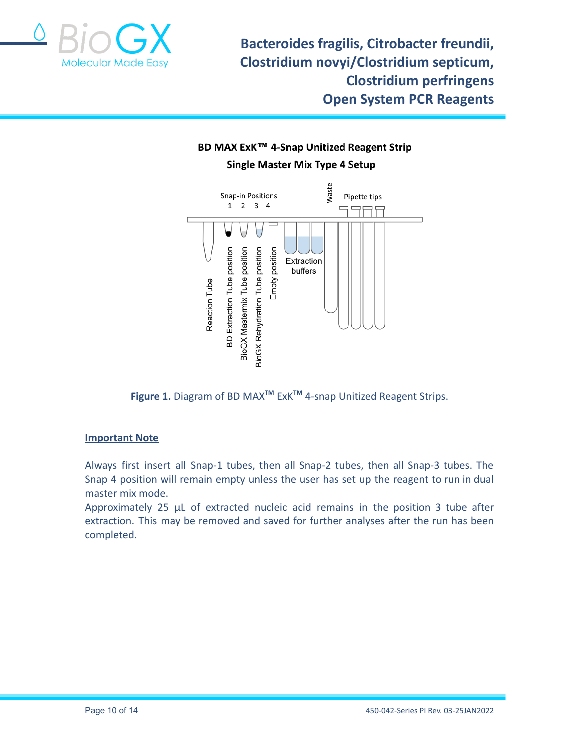**BD MAX ExK™ 4-Snap Unitized Reagent Strip**

**Single Master Mix Type 4 Setup**

Snap-in Positions 1 2 3 4

Waste

Pipette tips

Reaction Tube

BD Extraction Tube position

BioGX Mastermix Tube position

BioGX Rehydration Tube position

Empty position

Extraction buffers

**Figure 1.** Diagram of BD MAX™ ExK™ 4-snap Unitized Reagent Strips.

## Important Note

Always first insert all Snap-1 tubes, then all Snap-2 tubes, then all Snap-3 tubes. The Snap 4 position will remain empty unless the user has set up the reagent to run in dual master mix mode.

Approximately 25 µL of extracted nucleic acid remains in the position 3 tube after extraction. This may be removed and saved for further analyses after the run has been completed.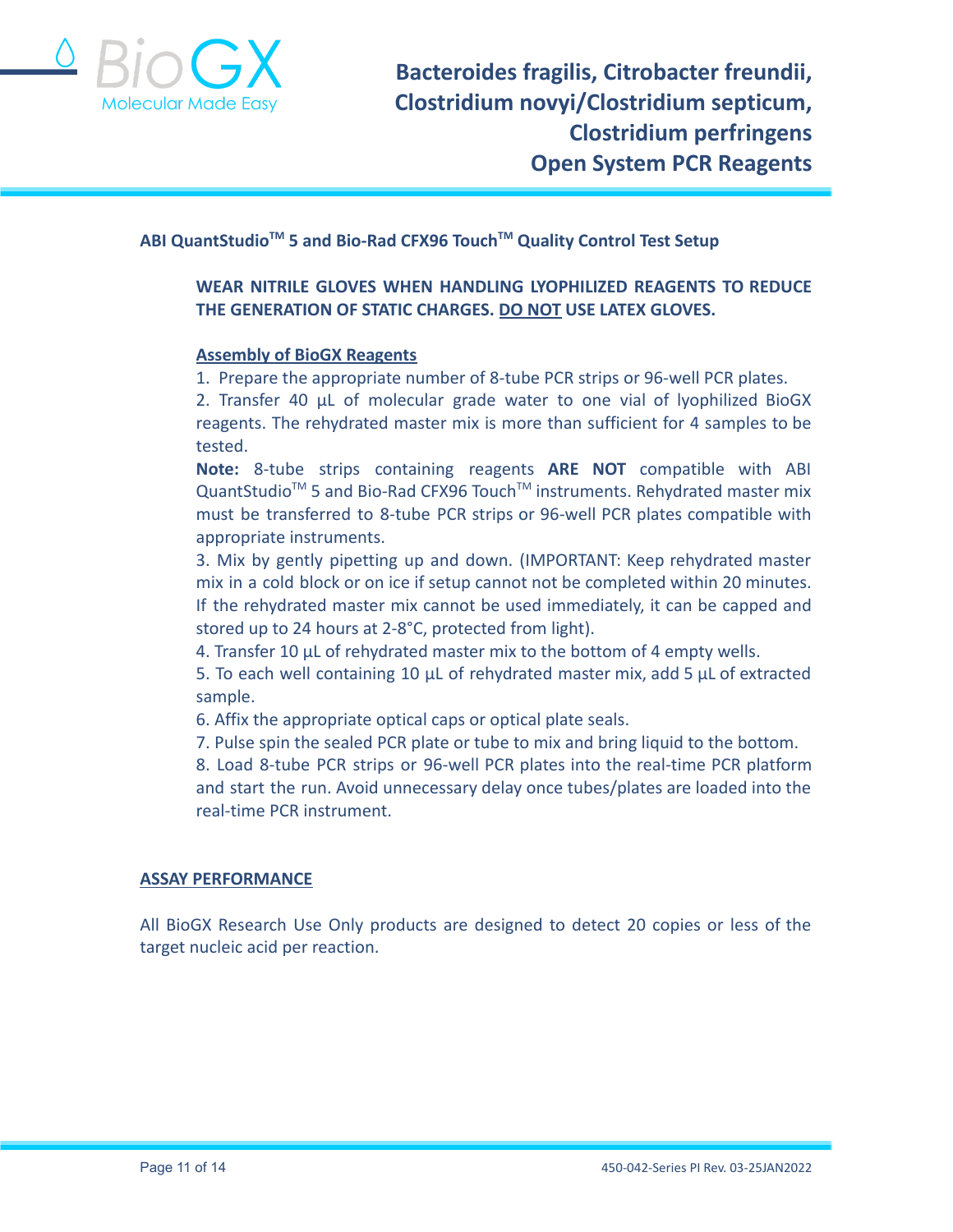## ABI QuantStudio™ 5 and Bio-Rad CFX96 Touch™ Quality Control Test Setup

**WEAR NITRILE GLOVES WHEN HANDLING LYOPHILIZED REAGENTS TO REDUCE THE GENERATION OF STATIC CHARGES. <u>DO NOT</u> USE LATEX GLOVES.**

### <u>Assembly of BioGX Reagents</u>

1. Prepare the appropriate number of 8-tube PCR strips or 96-well PCR plates.
2. Transfer 40 µL of molecular grade water to one vial of lyophilized BioGX reagents. The rehydrated master mix is more than sufficient for 4 samples to be tested.

**Note:** 8-tube strips containing reagents **ARE NOT** compatible with ABI QuantStudio™ 5 and Bio-Rad CFX96 Touch™ instruments. Rehydrated master mix must be transferred to 8-tube PCR strips or 96-well PCR plates compatible with appropriate instruments.

3. Mix by gently pipetting up and down. (IMPORTANT: Keep rehydrated master mix in a cold block or on ice if setup cannot not be completed within 20 minutes. If the rehydrated master mix cannot be used immediately, it can be capped and stored up to 24 hours at 2-8°C, protected from light).
4. Transfer 10 µL of rehydrated master mix to the bottom of 4 empty wells.
5. To each well containing 10 µL of rehydrated master mix, add 5 µL of extracted sample.
6. Affix the appropriate optical caps or optical plate seals.
7. Pulse spin the sealed PCR plate or tube to mix and bring liquid to the bottom.
8. Load 8-tube PCR strips or 96-well PCR plates into the real-time PCR platform and start the run. Avoid unnecessary delay once tubes/plates are loaded into the real-time PCR instrument.

## <u>ASSAY PERFORMANCE</u>

All BioGX Research Use Only products are designed to detect 20 copies or less of the target nucleic acid per reaction.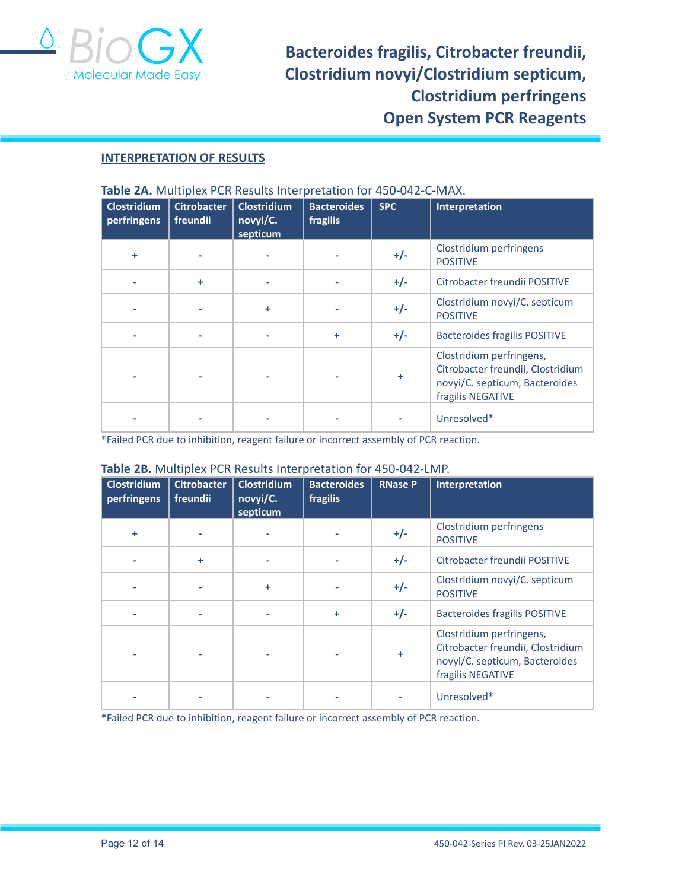## INTERPRETATION OF RESULTS

**Table 2A.** Multiplex PCR Results Interpretation for 450-042-C-MAX.

| Clostridium perfringens | Citrobacter freundii | Clostridium novyi/C. septicum | Bacteroides fragilis | SPC | Interpretation |
|---|---|---|---|---|---|
| + | - | - | - | +/- | Clostridium perfringens POSITIVE |
| - | + | - | - | +/- | Citrobacter freundii POSITIVE |
| - | - | + | - | +/- | Clostridium novyi/C. septicum POSITIVE |
| - | - | - | + | +/- | Bacteroides fragilis POSITIVE |
| - | - | - | - | + | Clostridium perfringens, Citrobacter freundii, Clostridium novyi/C. septicum, Bacteroides fragilis NEGATIVE |
| - | - | - | - | - | Unresolved* |

*Failed PCR due to inhibition, reagent failure or incorrect assembly of PCR reaction.

**Table 2B.** Multiplex PCR Results Interpretation for 450-042-LMP.

| Clostridium perfringens | Citrobacter freundii | Clostridium novyi/C. septicum | Bacteroides fragilis | RNase P | Interpretation |
|---|---|---|---|---|---|
| + | - | - | - | +/- | Clostridium perfringens POSITIVE |
| - | + | - | - | +/- | Citrobacter freundii POSITIVE |
| - | - | + | - | +/- | Clostridium novyi/C. septicum POSITIVE |
| - | - | - | + | +/- | Bacteroides fragilis POSITIVE |
| - | - | - | - | + | Clostridium perfringens, Citrobacter freundii, Clostridium novyi/C. septicum, Bacteroides fragilis NEGATIVE |
| - | - | - | - | - | Unresolved* |

*Failed PCR due to inhibition, reagent failure or incorrect assembly of PCR reaction.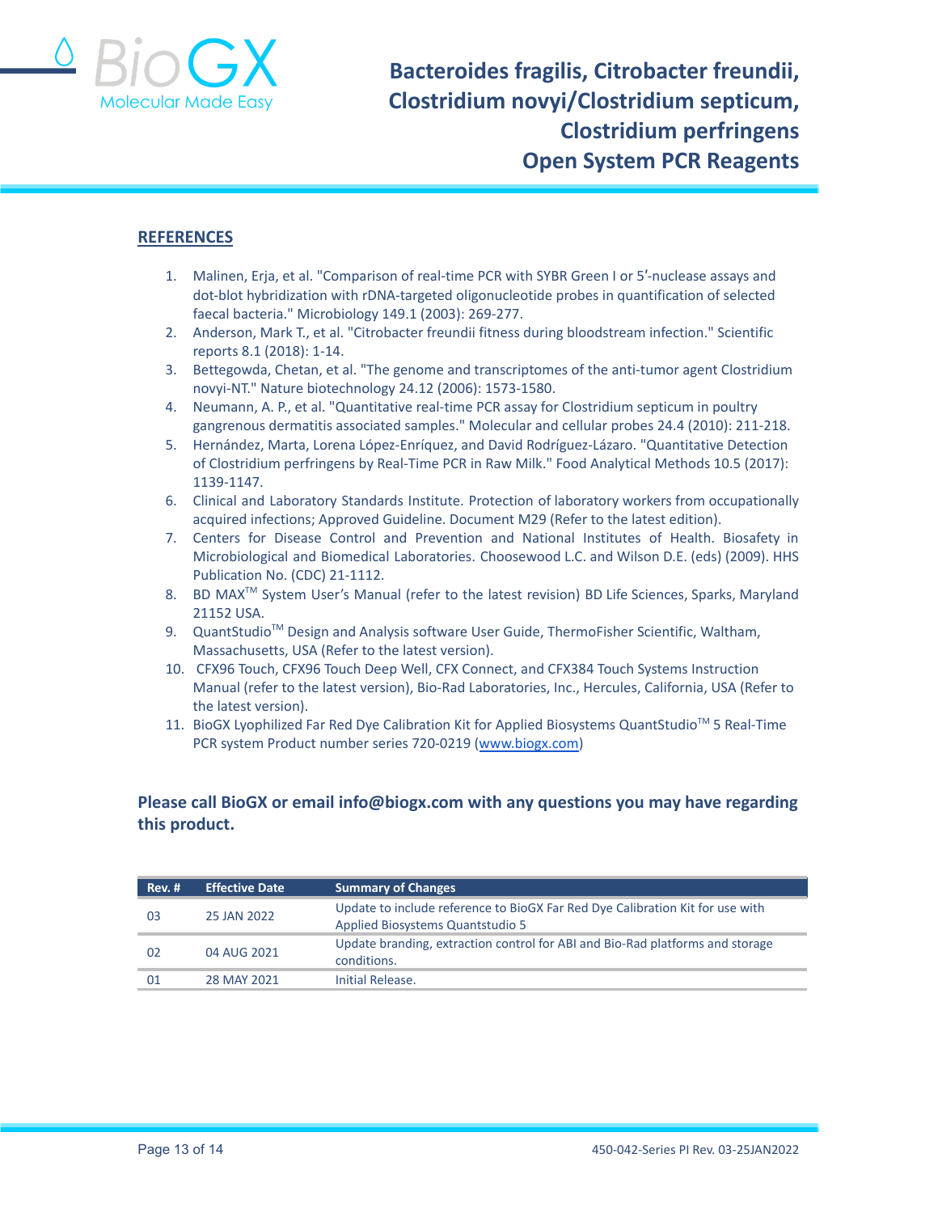## REFERENCES

1. Malinen, Erja, et al. "Comparison of real-time PCR with SYBR Green I or 5′-nuclease assays and dot-blot hybridization with rDNA-targeted oligonucleotide probes in quantification of selected faecal bacteria." Microbiology 149.1 (2003): 269-277.
2. Anderson, Mark T., et al. "Citrobacter freundii fitness during bloodstream infection." Scientific reports 8.1 (2018): 1-14.
3. Bettegowda, Chetan, et al. "The genome and transcriptomes of the anti-tumor agent Clostridium novyi-NT." Nature biotechnology 24.12 (2006): 1573-1580.
4. Neumann, A. P., et al. "Quantitative real-time PCR assay for Clostridium septicum in poultry gangrenous dermatitis associated samples." Molecular and cellular probes 24.4 (2010): 211-218.
5. Hernández, Marta, Lorena López-Enríquez, and David Rodríguez-Lázaro. "Quantitative Detection of Clostridium perfringens by Real-Time PCR in Raw Milk." Food Analytical Methods 10.5 (2017): 1139-1147.
6. Clinical and Laboratory Standards Institute. Protection of laboratory workers from occupationally acquired infections; Approved Guideline. Document M29 (Refer to the latest edition).
7. Centers for Disease Control and Prevention and National Institutes of Health. Biosafety in Microbiological and Biomedical Laboratories. Choosewood L.C. and Wilson D.E. (eds) (2009). HHS Publication No. (CDC) 21-1112.
8. BD MAX™ System User's Manual (refer to the latest revision) BD Life Sciences, Sparks, Maryland 21152 USA.
9. QuantStudio™ Design and Analysis software User Guide, ThermoFisher Scientific, Waltham, Massachusetts, USA (Refer to the latest version).
10. CFX96 Touch, CFX96 Touch Deep Well, CFX Connect, and CFX384 Touch Systems Instruction Manual (refer to the latest version), Bio-Rad Laboratories, Inc., Hercules, California, USA (Refer to the latest version).
11. BioGX Lyophilized Far Red Dye Calibration Kit for Applied Biosystems QuantStudio™ 5 Real-Time PCR system Product number series 720-0219 (www.biogx.com)

**Please call BioGX or email info@biogx.com with any questions you may have regarding this product.**

| Rev. # | Effective Date | Summary of Changes |
|---|---|---|
| 03 | 25 JAN 2022 | Update to include reference to BioGX Far Red Dye Calibration Kit for use with Applied Biosystems Quantstudio 5 |
| 02 | 04 AUG 2021 | Update branding, extraction control for ABI and Bio-Rad platforms and storage conditions. |
| 01 | 28 MAY 2021 | Initial Release. |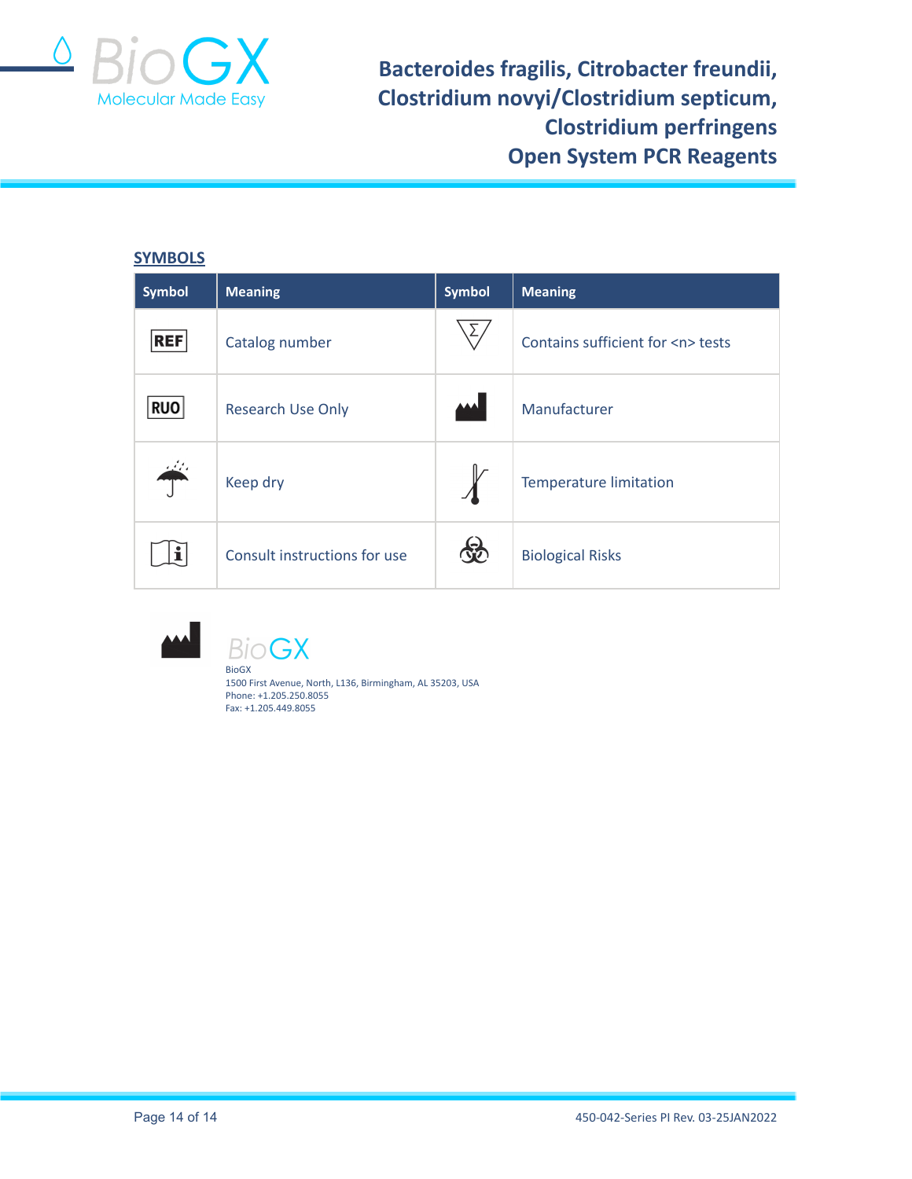## SYMBOLS

| Symbol | Meaning | Symbol | Meaning |
|---|---|---|---|
| REF | Catalog number | | Contains sufficient for <n> tests |
| RUO | Research Use Only | | Manufacturer |
| | Keep dry | | Temperature limitation |
| | Consult instructions for use | | Biological Risks |

BioGX

BioGX
1500 First Avenue, North, L136, Birmingham, AL 35203, USA
Phone: +1.205.250.8055
Fax: +1.205.449.8055